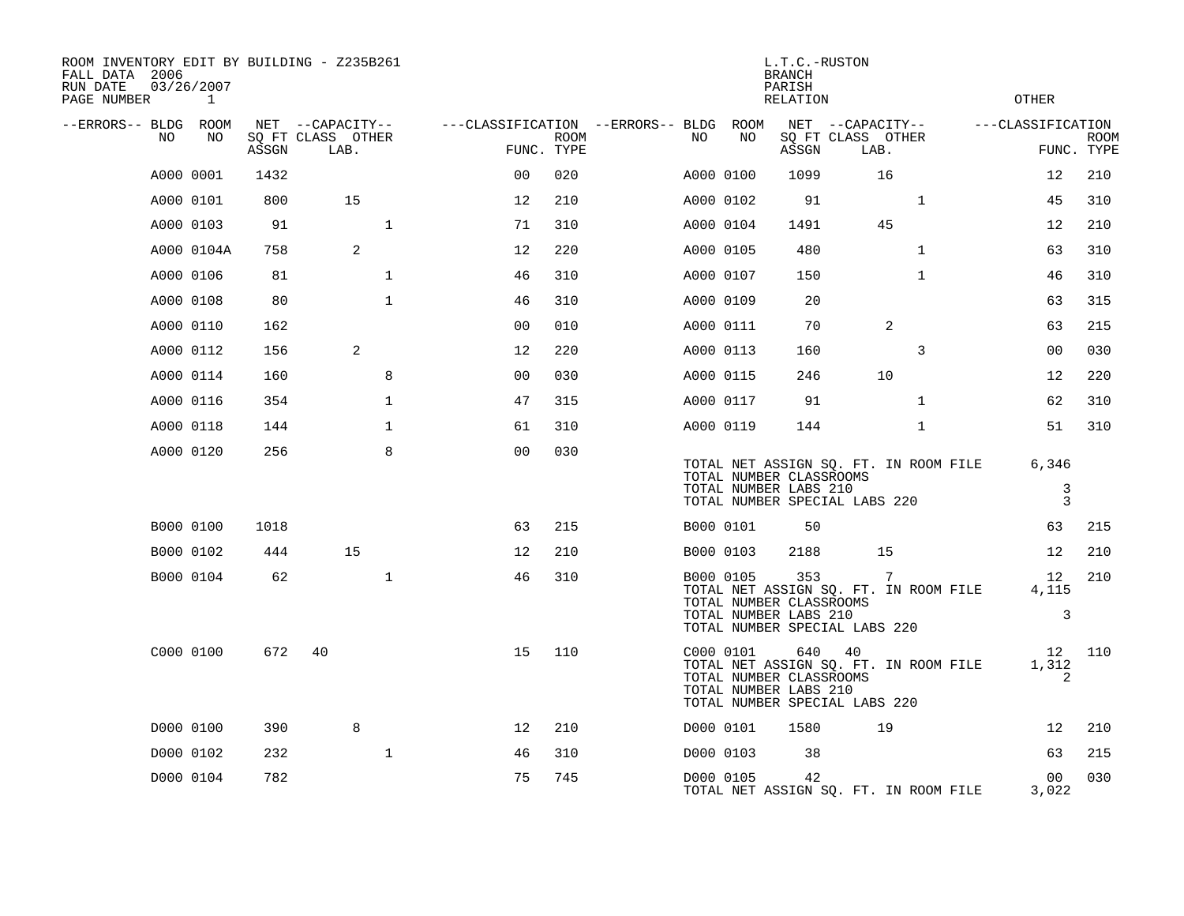ROOM INVENTORY EDIT BY BUILDING - Z235B261
FALL DATA 2006
RUN DATE 03/26/2007
PAGE NUMBER 1

L.T.C.-RUSTON
BRANCH
PARISH
RELATION
OTHER

| --ERRORS-- | BLDG NO | ROOM NO | NET SQ FT ASSGN | CAPACITY CLASS | CAPACITY LAB. | CAPACITY OTHER | CLASSIFICATION FUNC. | ROOM TYPE | --ERRORS-- | BLDG NO | ROOM NO | NET SQ FT ASSGN | CAPACITY CLASS | CAPACITY LAB. | CAPACITY OTHER | CLASSIFICATION FUNC. | ROOM TYPE |
|---|---|---|---|---|---|---|---|---|---|---|---|---|---|---|---|---|---|
| | A000 | 0001 | 1432 | | | | 00 | 020 | | A000 | 0100 | 1099 | | 16 | | 12 | 210 |
| | A000 | 0101 | 800 | | 15 | | 12 | 210 | | A000 | 0102 | 91 | | | 1 | 45 | 310 |
| | A000 | 0103 | 91 | | | 1 | 71 | 310 | | A000 | 0104 | 1491 | | 45 | | 12 | 210 |
| | A000 | 0104A | 758 | | 2 | | 12 | 220 | | A000 | 0105 | 480 | | | 1 | 63 | 310 |
| | A000 | 0106 | 81 | | | 1 | 46 | 310 | | A000 | 0107 | 150 | | | 1 | 46 | 310 |
| | A000 | 0108 | 80 | | | 1 | 46 | 310 | | A000 | 0109 | 20 | | | | 63 | 315 |
| | A000 | 0110 | 162 | | | | 00 | 010 | | A000 | 0111 | 70 | | 2 | | 63 | 215 |
| | A000 | 0112 | 156 | | 2 | | 12 | 220 | | A000 | 0113 | 160 | | | 3 | 00 | 030 |
| | A000 | 0114 | 160 | | | 8 | 00 | 030 | | A000 | 0115 | 246 | | 10 | | 12 | 220 |
| | A000 | 0116 | 354 | | | 1 | 47 | 315 | | A000 | 0117 | 91 | | | 1 | 62 | 310 |
| | A000 | 0118 | 144 | | | 1 | 61 | 310 | | A000 | 0119 | 144 | | | 1 | 51 | 310 |
| | A000 | 0120 | 256 | | | 8 | 00 | 030 | | | | | | | | | |

TOTAL NET ASSIGN SQ. FT. IN ROOM FILE 6,346
TOTAL NUMBER CLASSROOMS
TOTAL NUMBER LABS 210 3
TOTAL NUMBER SPECIAL LABS 220 3

| --ERRORS-- | BLDG NO | ROOM NO | NET SQ FT ASSGN | CAPACITY CLASS | CAPACITY LAB. | CAPACITY OTHER | CLASSIFICATION FUNC. | ROOM TYPE | --ERRORS-- | BLDG NO | ROOM NO | NET SQ FT ASSGN | CAPACITY CLASS | CAPACITY LAB. | CAPACITY OTHER | CLASSIFICATION FUNC. | ROOM TYPE |
|---|---|---|---|---|---|---|---|---|---|---|---|---|---|---|---|---|---|
| | B000 | 0100 | 1018 | | | | 63 | 215 | | B000 | 0101 | 50 | | | | 63 | 215 |
| | B000 | 0102 | 444 | | 15 | | 12 | 210 | | B000 | 0103 | 2188 | | 15 | | 12 | 210 |
| | B000 | 0104 | 62 | | | 1 | 46 | 310 | | B000 | 0105 | 353 | | 7 | | 12 | 210 |

TOTAL NET ASSIGN SQ. FT. IN ROOM FILE 4,115
TOTAL NUMBER CLASSROOMS
TOTAL NUMBER LABS 210 3
TOTAL NUMBER SPECIAL LABS 220

| --ERRORS-- | BLDG NO | ROOM NO | NET SQ FT ASSGN | CAPACITY CLASS | CAPACITY LAB. | CAPACITY OTHER | CLASSIFICATION FUNC. | ROOM TYPE | --ERRORS-- | BLDG NO | ROOM NO | NET SQ FT ASSGN | CAPACITY CLASS | CAPACITY LAB. | CAPACITY OTHER | CLASSIFICATION FUNC. | ROOM TYPE |
|---|---|---|---|---|---|---|---|---|---|---|---|---|---|---|---|---|---|
| | C000 | 0100 | 672 | 40 | | | 15 | 110 | | C000 | 0101 | 640 | 40 | | | 12 | 110 |

TOTAL NET ASSIGN SQ. FT. IN ROOM FILE 1,312
TOTAL NUMBER CLASSROOMS 2
TOTAL NUMBER LABS 210
TOTAL NUMBER SPECIAL LABS 220

| --ERRORS-- | BLDG NO | ROOM NO | NET SQ FT ASSGN | CAPACITY CLASS | CAPACITY LAB. | CAPACITY OTHER | CLASSIFICATION FUNC. | ROOM TYPE | --ERRORS-- | BLDG NO | ROOM NO | NET SQ FT ASSGN | CAPACITY CLASS | CAPACITY LAB. | CAPACITY OTHER | CLASSIFICATION FUNC. | ROOM TYPE |
|---|---|---|---|---|---|---|---|---|---|---|---|---|---|---|---|---|---|
| | D000 | 0100 | 390 | | 8 | | 12 | 210 | | D000 | 0101 | 1580 | | 19 | | 12 | 210 |
| | D000 | 0102 | 232 | | | 1 | 46 | 310 | | D000 | 0103 | 38 | | | | 63 | 215 |
| | D000 | 0104 | 782 | | | | 75 | 745 | | D000 | 0105 | 42 | | | | 00 | 030 |

TOTAL NET ASSIGN SQ. FT. IN ROOM FILE 3,022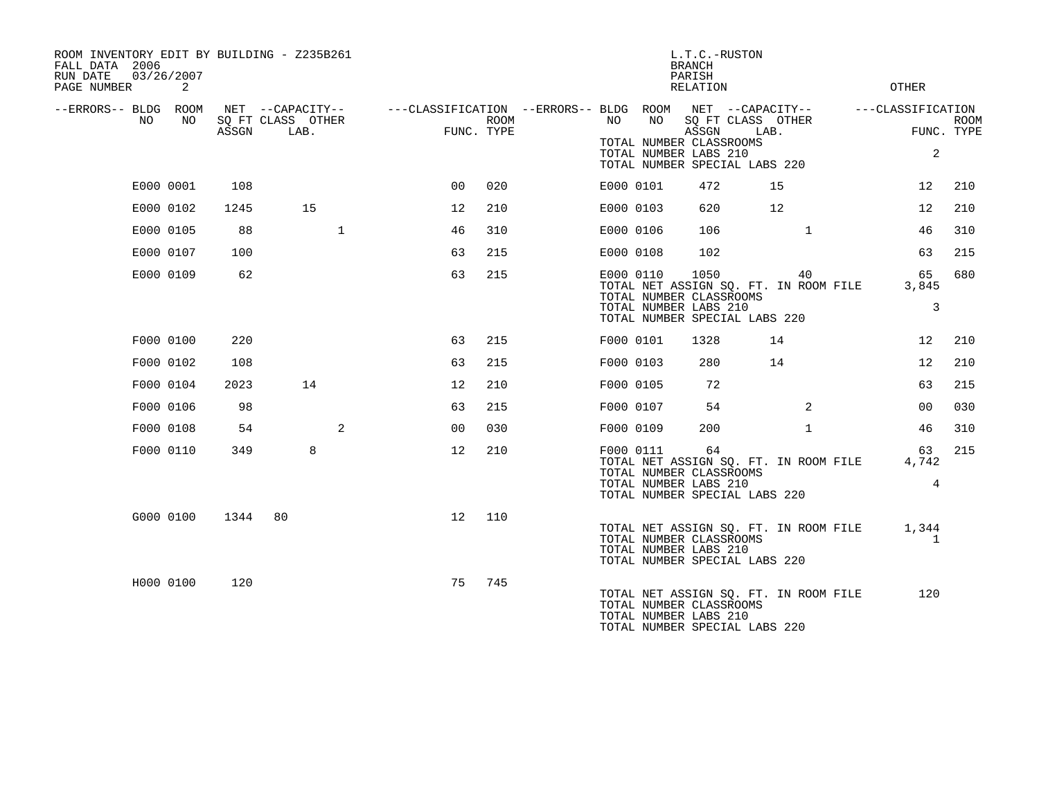ROOM INVENTORY EDIT BY BUILDING - Z235B261
FALL DATA 2006
RUN DATE 03/26/2007

L.T.C.-RUSTON
BRANCH
PARISH
RELATION
OTHER

| --ERRORS-- | BLDG NO | ROOM NO | NET SQ FT ASSGN | --CAPACITY-- CLASS | LAB. | OTHER | ---CLASSIFICATION FUNC. | ROOM TYPE | --ERRORS-- | BLDG NO | ROOM NO | NET SQ FT ASSGN | --CAPACITY-- CLASS | LAB. | OTHER | ---CLASSIFICATION FUNC. | ROOM TYPE |
|---|---|---|---|---|---|---|---|---|---|---|---|---|---|---|---|---|---|
| | | | | | | | | | | TOTAL NUMBER CLASSROOMS | | | | | | | |
| | | | | | | | | | | TOTAL NUMBER LABS 210 | | | | | | 2 | |
| | | | | | | | | | | TOTAL NUMBER SPECIAL LABS 220 | | | | | | | |
| | E000 | 0001 | 108 | | | | 00 | 020 | | E000 | 0101 | 472 | 15 | | | 12 | 210 |
| | E000 | 0102 | 1245 | 15 | | | 12 | 210 | | E000 | 0103 | 620 | 12 | | | 12 | 210 |
| | E000 | 0105 | 88 | | | 1 | 46 | 310 | | E000 | 0106 | 106 | | | 1 | 46 | 310 |
| | E000 | 0107 | 100 | | | | 63 | 215 | | E000 | 0108 | 102 | | | | 63 | 215 |
| | E000 | 0109 | 62 | | | | 63 | 215 | | E000 | 0110 | 1050 | | 40 | | 65 | 680 |
| | | | | | | | | | | TOTAL NET ASSIGN SQ. FT. IN ROOM FILE | | | | | | 3,845 | |
| | | | | | | | | | | TOTAL NUMBER CLASSROOMS | | | | | | | |
| | | | | | | | | | | TOTAL NUMBER LABS 210 | | | | | | 3 | |
| | | | | | | | | | | TOTAL NUMBER SPECIAL LABS 220 | | | | | | | |
| | F000 | 0100 | 220 | | | | 63 | 215 | | F000 | 0101 | 1328 | 14 | | | 12 | 210 |
| | F000 | 0102 | 108 | | | | 63 | 215 | | F000 | 0103 | 280 | 14 | | | 12 | 210 |
| | F000 | 0104 | 2023 | 14 | | | 12 | 210 | | F000 | 0105 | 72 | | | | 63 | 215 |
| | F000 | 0106 | 98 | | | | 63 | 215 | | F000 | 0107 | 54 | | | 2 | 00 | 030 |
| | F000 | 0108 | 54 | | | 2 | 00 | 030 | | F000 | 0109 | 200 | | | 1 | 46 | 310 |
| | F000 | 0110 | 349 | 8 | | | 12 | 210 | | F000 | 0111 | 64 | | | | 63 | 215 |
| | | | | | | | | | | TOTAL NET ASSIGN SQ. FT. IN ROOM FILE | | | | | | 4,742 | |
| | | | | | | | | | | TOTAL NUMBER CLASSROOMS | | | | | | | |
| | | | | | | | | | | TOTAL NUMBER LABS 210 | | | | | | 4 | |
| | | | | | | | | | | TOTAL NUMBER SPECIAL LABS 220 | | | | | | | |
| | G000 | 0100 | 1344 | 80 | | | 12 | 110 | | | | | | | | | |
| | | | | | | | | | | TOTAL NET ASSIGN SQ. FT. IN ROOM FILE | | | | | | 1,344 | |
| | | | | | | | | | | TOTAL NUMBER CLASSROOMS | | | | | | 1 | |
| | | | | | | | | | | TOTAL NUMBER LABS 210 | | | | | | | |
| | | | | | | | | | | TOTAL NUMBER SPECIAL LABS 220 | | | | | | | |
| | H000 | 0100 | 120 | | | | 75 | 745 | | | | | | | | | |
| | | | | | | | | | | TOTAL NET ASSIGN SQ. FT. IN ROOM FILE | | | | | | 120 | |
| | | | | | | | | | | TOTAL NUMBER CLASSROOMS | | | | | | | |
| | | | | | | | | | | TOTAL NUMBER LABS 210 | | | | | | | |
| | | | | | | | | | | TOTAL NUMBER SPECIAL LABS 220 | | | | | | | |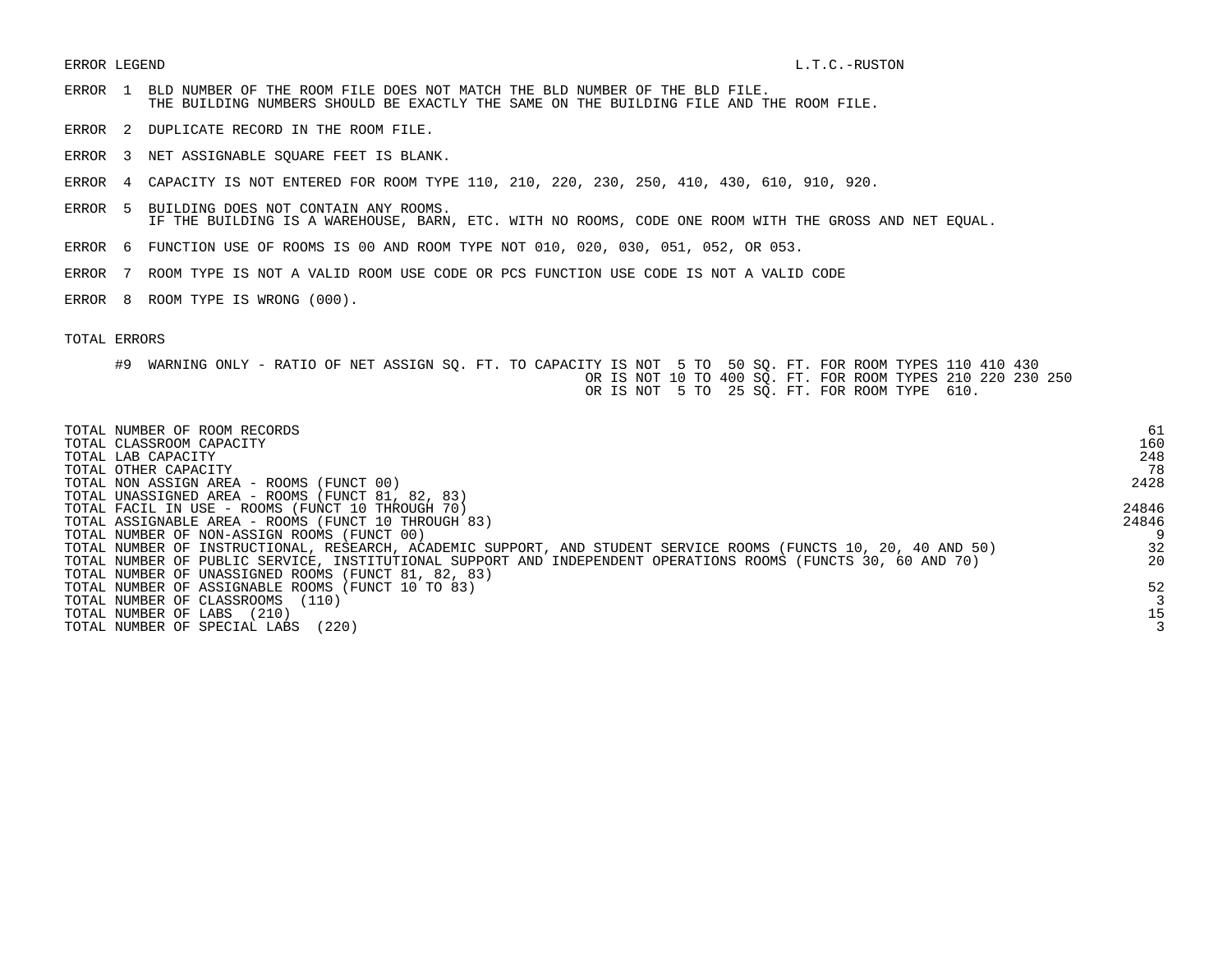ERROR LEGEND

L.T.C.-RUSTON

ERROR 1 BLD NUMBER OF THE ROOM FILE DOES NOT MATCH THE BLD NUMBER OF THE BLD FILE.
THE BUILDING NUMBERS SHOULD BE EXACTLY THE SAME ON THE BUILDING FILE AND THE ROOM FILE.

ERROR 2 DUPLICATE RECORD IN THE ROOM FILE.

ERROR 3 NET ASSIGNABLE SQUARE FEET IS BLANK.

ERROR 4 CAPACITY IS NOT ENTERED FOR ROOM TYPE 110, 210, 220, 230, 250, 410, 430, 610, 910, 920.

ERROR 5 BUILDING DOES NOT CONTAIN ANY ROOMS.
IF THE BUILDING IS A WAREHOUSE, BARN, ETC. WITH NO ROOMS, CODE ONE ROOM WITH THE GROSS AND NET EQUAL.

ERROR 6 FUNCTION USE OF ROOMS IS 00 AND ROOM TYPE NOT 010, 020, 030, 051, 052, OR 053.

ERROR 7 ROOM TYPE IS NOT A VALID ROOM USE CODE OR PCS FUNCTION USE CODE IS NOT A VALID CODE

ERROR 8 ROOM TYPE IS WRONG (000).

TOTAL ERRORS

#9 WARNING ONLY - RATIO OF NET ASSIGN SQ. FT. TO CAPACITY IS NOT 5 TO 50 SQ. FT. FOR ROOM TYPES 110 410 430
OR IS NOT 10 TO 400 SQ. FT. FOR ROOM TYPES 210 220 230 250
OR IS NOT 5 TO 25 SQ. FT. FOR ROOM TYPE 610.

| | |
|---|---|
| TOTAL NUMBER OF ROOM RECORDS | 61 |
| TOTAL CLASSROOM CAPACITY | 160 |
| TOTAL LAB CAPACITY | 248 |
| TOTAL OTHER CAPACITY | 78 |
| TOTAL NON ASSIGN AREA - ROOMS (FUNCT 00) | 2428 |
| TOTAL UNASSIGNED AREA - ROOMS (FUNCT 81, 82, 83) | |
| TOTAL FACIL IN USE - ROOMS (FUNCT 10 THROUGH 70) | 24846 |
| TOTAL ASSIGNABLE AREA - ROOMS (FUNCT 10 THROUGH 83) | 24846 |
| TOTAL NUMBER OF NON-ASSIGN ROOMS (FUNCT 00) | 9 |
| TOTAL NUMBER OF INSTRUCTIONAL, RESEARCH, ACADEMIC SUPPORT, AND STUDENT SERVICE ROOMS (FUNCTS 10, 20, 40 AND 50) | 32 |
| TOTAL NUMBER OF PUBLIC SERVICE, INSTITUTIONAL SUPPORT AND INDEPENDENT OPERATIONS ROOMS (FUNCTS 30, 60 AND 70) | 20 |
| TOTAL NUMBER OF UNASSIGNED ROOMS (FUNCT 81, 82, 83) | |
| TOTAL NUMBER OF ASSIGNABLE ROOMS (FUNCT 10 TO 83) | 52 |
| TOTAL NUMBER OF CLASSROOMS (110) | 3 |
| TOTAL NUMBER OF LABS (210) | 15 |
| TOTAL NUMBER OF SPECIAL LABS (220) | 3 |